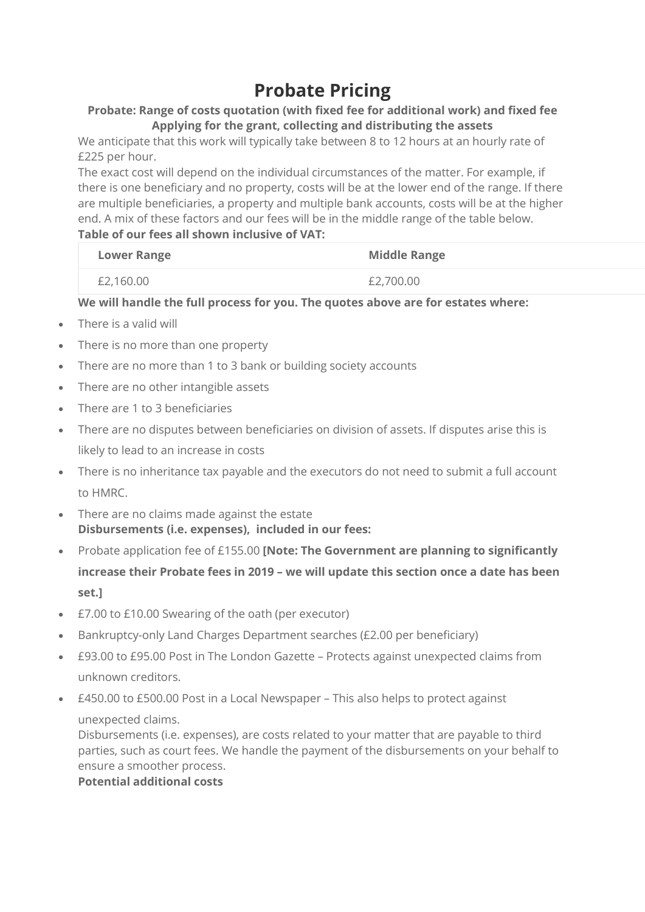# Probate Pricing

**Probate: Range of costs quotation (with fixed fee for additional work) and fixed fee**
**Applying for the grant, collecting and distributing the assets**

We anticipate that this work will typically take between 8 to 12 hours at an hourly rate of £225 per hour.

The exact cost will depend on the individual circumstances of the matter. For example, if there is one beneficiary and no property, costs will be at the lower end of the range. If there are multiple beneficiaries, a property and multiple bank accounts, costs will be at the higher end. A mix of these factors and our fees will be in the middle range of the table below.

**Table of our fees all shown inclusive of VAT:**

| Lower Range | Middle Range |
|---|---|
| £2,160.00 | £2,700.00 |

**We will handle the full process for you. The quotes above are for estates where:**

- There is a valid will
- There is no more than one property
- There are no more than 1 to 3 bank or building society accounts
- There are no other intangible assets
- There are 1 to 3 beneficiaries
- There are no disputes between beneficiaries on division of assets. If disputes arise this is likely to lead to an increase in costs
- There is no inheritance tax payable and the executors do not need to submit a full account to HMRC.
- There are no claims made against the estate

**Disbursements (i.e. expenses), included in our fees:**

- Probate application fee of £155.00 **[Note: The Government are planning to significantly increase their Probate fees in 2019 – we will update this section once a date has been set.]**
- £7.00 to £10.00 Swearing of the oath (per executor)
- Bankruptcy-only Land Charges Department searches (£2.00 per beneficiary)
- £93.00 to £95.00 Post in The London Gazette – Protects against unexpected claims from unknown creditors.
- £450.00 to £500.00 Post in a Local Newspaper – This also helps to protect against unexpected claims.

Disbursements (i.e. expenses), are costs related to your matter that are payable to third parties, such as court fees. We handle the payment of the disbursements on your behalf to ensure a smoother process.

**Potential additional costs**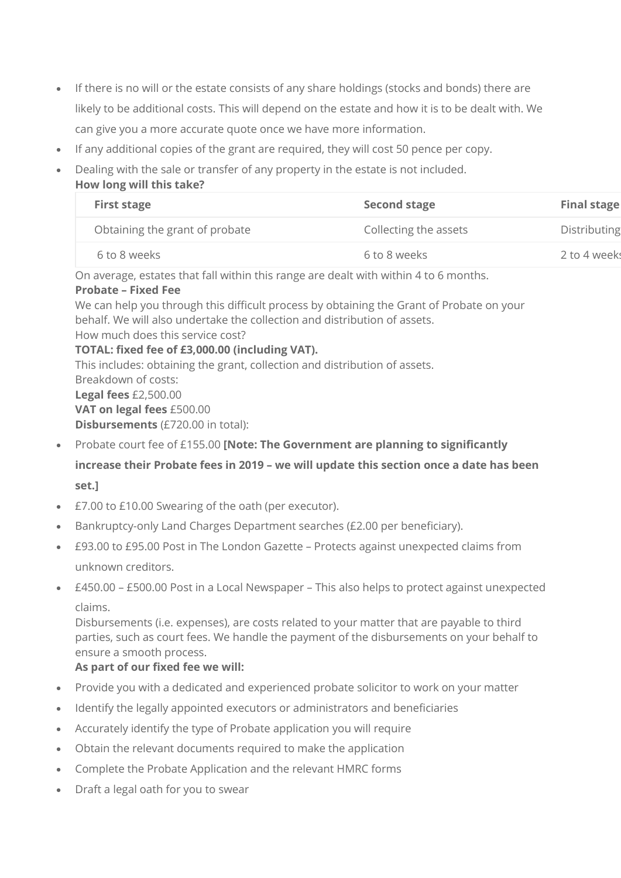- If there is no will or the estate consists of any share holdings (stocks and bonds) there are likely to be additional costs. This will depend on the estate and how it is to be dealt with. We can give you a more accurate quote once we have more information.
- If any additional copies of the grant are required, they will cost 50 pence per copy.
- Dealing with the sale or transfer of any property in the estate is not included.

**How long will this take?**

| First stage | Second stage | Final stage |
|---|---|---|
| Obtaining the grant of probate | Collecting the assets | Distributing |
| 6 to 8 weeks | 6 to 8 weeks | 2 to 4 weeks |

On average, estates that fall within this range are dealt with within 4 to 6 months.

**Probate – Fixed Fee**

We can help you through this difficult process by obtaining the Grant of Probate on your behalf. We will also undertake the collection and distribution of assets.

How much does this service cost?

**TOTAL: fixed fee of £3,000.00 (including VAT).**

This includes: obtaining the grant, collection and distribution of assets.

Breakdown of costs:

**Legal fees** £2,500.00

**VAT on legal fees** £500.00

**Disbursements** (£720.00 in total):

- Probate court fee of £155.00 **[Note: The Government are planning to significantly increase their Probate fees in 2019 – we will update this section once a date has been set.]**
- £7.00 to £10.00 Swearing of the oath (per executor).
- Bankruptcy-only Land Charges Department searches (£2.00 per beneficiary).
- £93.00 to £95.00 Post in The London Gazette – Protects against unexpected claims from unknown creditors.
- £450.00 – £500.00 Post in a Local Newspaper – This also helps to protect against unexpected claims.

Disbursements (i.e. expenses), are costs related to your matter that are payable to third parties, such as court fees. We handle the payment of the disbursements on your behalf to ensure a smooth process.

**As part of our fixed fee we will:**

- Provide you with a dedicated and experienced probate solicitor to work on your matter
- Identify the legally appointed executors or administrators and beneficiaries
- Accurately identify the type of Probate application you will require
- Obtain the relevant documents required to make the application
- Complete the Probate Application and the relevant HMRC forms
- Draft a legal oath for you to swear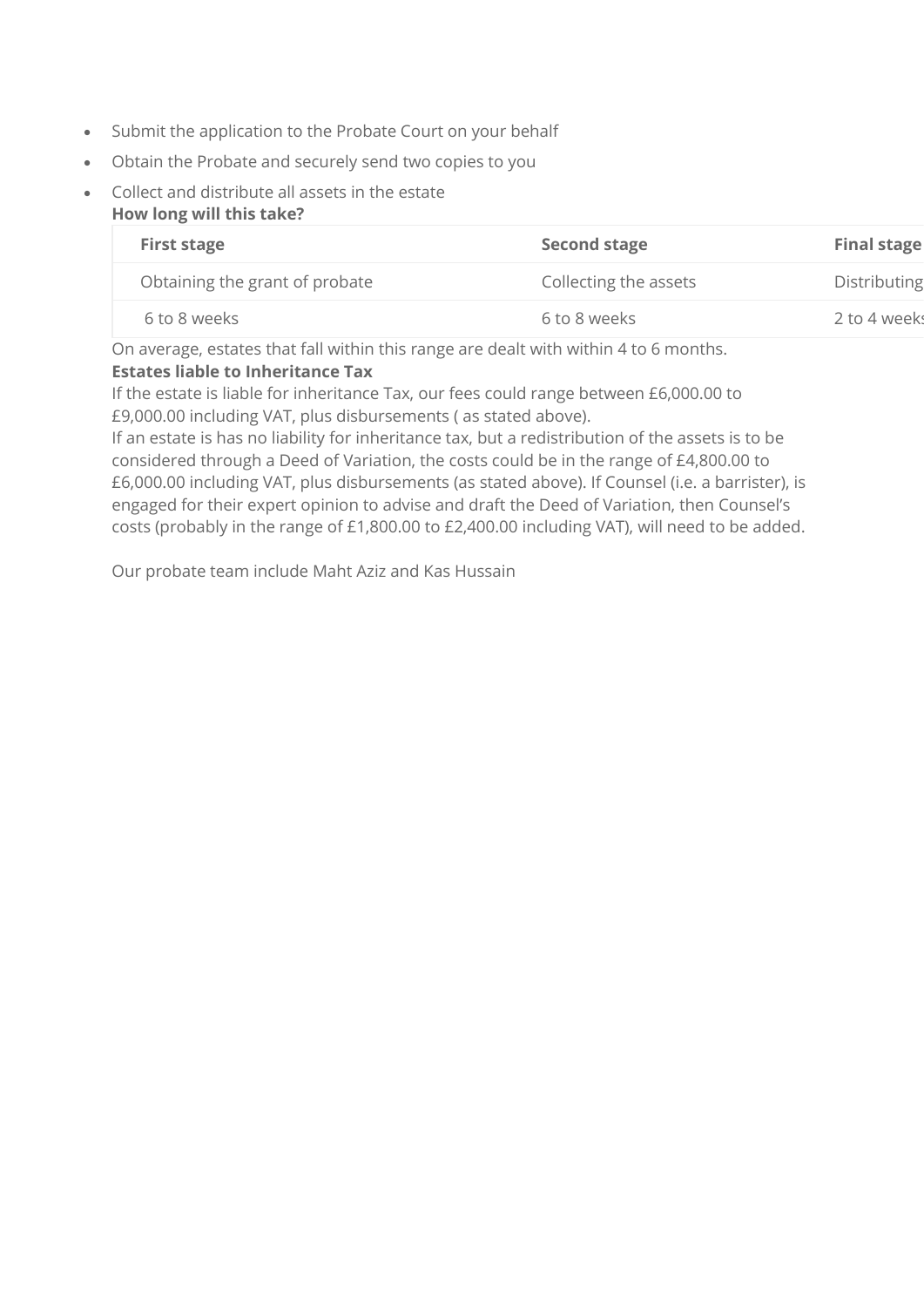- Submit the application to the Probate Court on your behalf
- Obtain the Probate and securely send two copies to you
- Collect and distribute all assets in the estate

**How long will this take?**

| First stage | Second stage | Final stage |
|---|---|---|
| Obtaining the grant of probate | Collecting the assets | Distributing |
| 6 to 8 weeks | 6 to 8 weeks | 2 to 4 weeks |

On average, estates that fall within this range are dealt with within 4 to 6 months.

**Estates liable to Inheritance Tax**

If the estate is liable for inheritance Tax, our fees could range between £6,000.00 to £9,000.00 including VAT, plus disbursements ( as stated above).

If an estate is has no liability for inheritance tax, but a redistribution of the assets is to be considered through a Deed of Variation, the costs could be in the range of £4,800.00 to £6,000.00 including VAT, plus disbursements (as stated above). If Counsel (i.e. a barrister), is engaged for their expert opinion to advise and draft the Deed of Variation, then Counsel's costs (probably in the range of £1,800.00 to £2,400.00 including VAT), will need to be added.

Our probate team include Maht Aziz and Kas Hussain